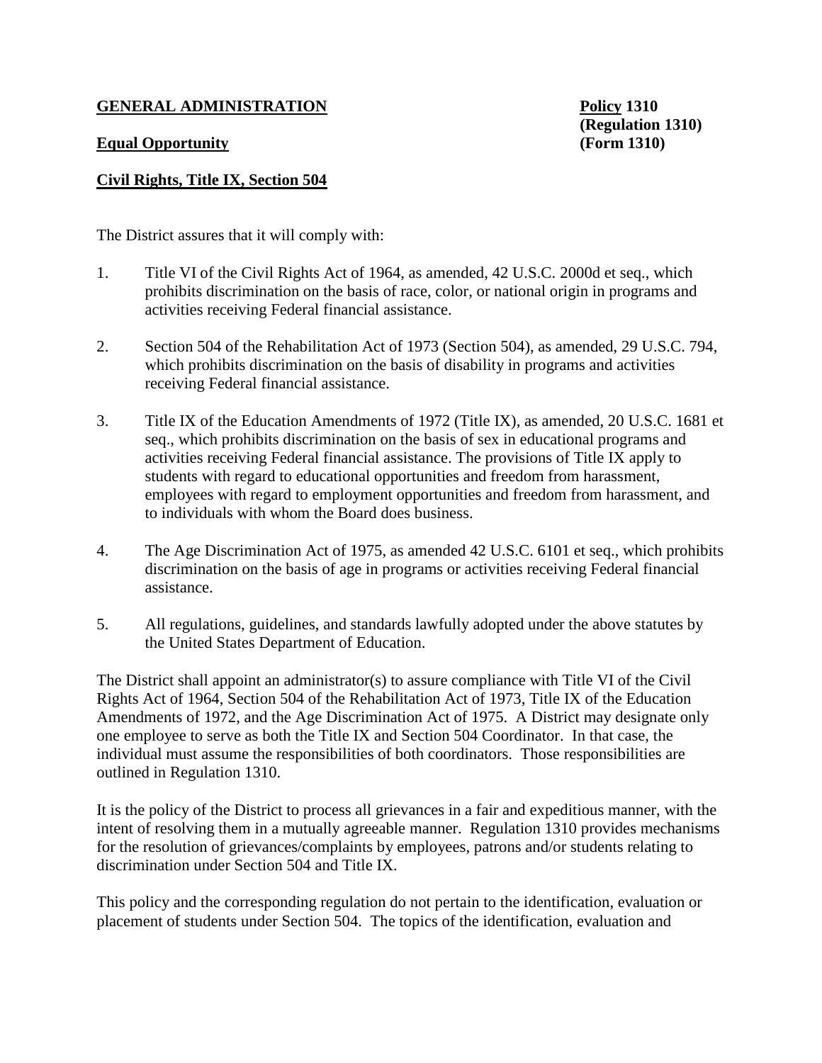**GENERAL ADMINISTRATION** **Policy 1310**
**(Regulation 1310)**
**Equal Opportunity** **(Form 1310)**

**Civil Rights, Title IX, Section 504**

The District assures that it will comply with:

1. Title VI of the Civil Rights Act of 1964, as amended, 42 U.S.C. 2000d et seq., which prohibits discrimination on the basis of race, color, or national origin in programs and activities receiving Federal financial assistance.

2. Section 504 of the Rehabilitation Act of 1973 (Section 504), as amended, 29 U.S.C. 794, which prohibits discrimination on the basis of disability in programs and activities receiving Federal financial assistance.

3. Title IX of the Education Amendments of 1972 (Title IX), as amended, 20 U.S.C. 1681 et seq., which prohibits discrimination on the basis of sex in educational programs and activities receiving Federal financial assistance. The provisions of Title IX apply to students with regard to educational opportunities and freedom from harassment, employees with regard to employment opportunities and freedom from harassment, and to individuals with whom the Board does business.

4. The Age Discrimination Act of 1975, as amended 42 U.S.C. 6101 et seq., which prohibits discrimination on the basis of age in programs or activities receiving Federal financial assistance.

5. All regulations, guidelines, and standards lawfully adopted under the above statutes by the United States Department of Education.

The District shall appoint an administrator(s) to assure compliance with Title VI of the Civil Rights Act of 1964, Section 504 of the Rehabilitation Act of 1973, Title IX of the Education Amendments of 1972, and the Age Discrimination Act of 1975. A District may designate only one employee to serve as both the Title IX and Section 504 Coordinator. In that case, the individual must assume the responsibilities of both coordinators. Those responsibilities are outlined in Regulation 1310.

It is the policy of the District to process all grievances in a fair and expeditious manner, with the intent of resolving them in a mutually agreeable manner. Regulation 1310 provides mechanisms for the resolution of grievances/complaints by employees, patrons and/or students relating to discrimination under Section 504 and Title IX.

This policy and the corresponding regulation do not pertain to the identification, evaluation or placement of students under Section 504. The topics of the identification, evaluation and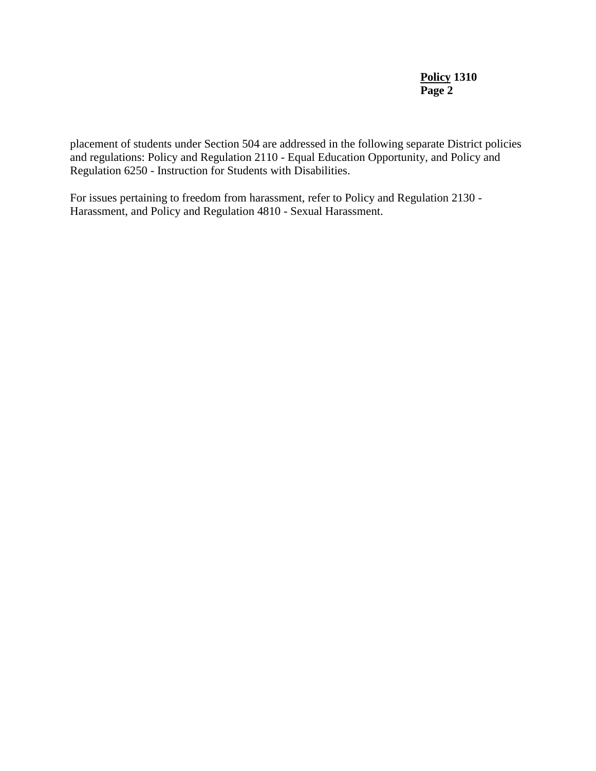placement of students under Section 504 are addressed in the following separate District policies and regulations: Policy and Regulation 2110 - Equal Education Opportunity, and Policy and Regulation 6250 - Instruction for Students with Disabilities.

For issues pertaining to freedom from harassment, refer to Policy and Regulation 2130 - Harassment, and Policy and Regulation 4810 - Sexual Harassment.